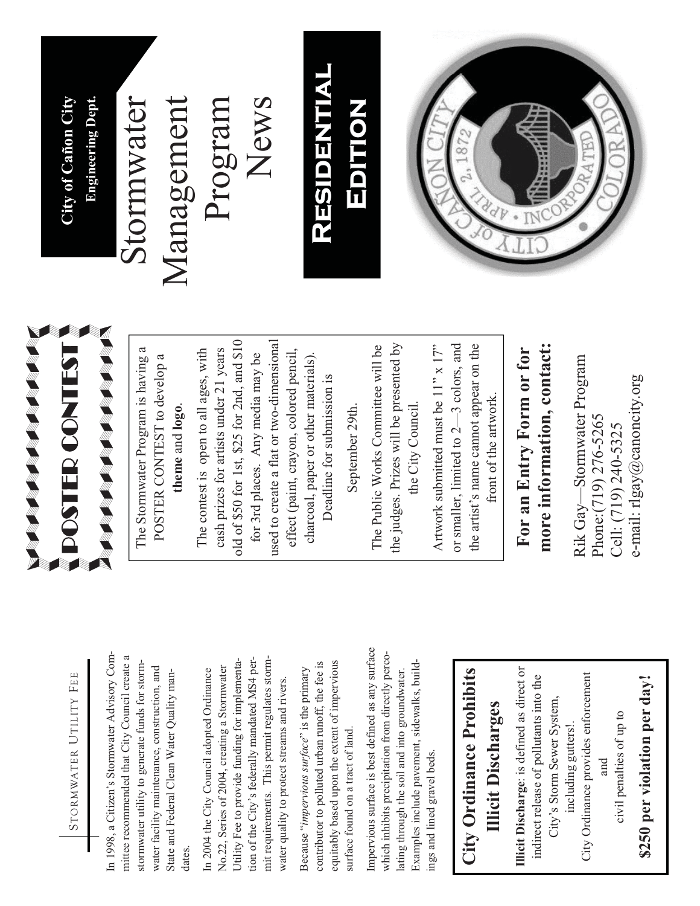## Stormwater Utility Fee

In 1998, a Citizen's Stormwater Advisory Committee recommended that City Council create a stormwater utility to generate funds for stormwater facility maintenance, construction, and State and Federal Clean Water Quality mandates.

In 2004 the City Council adopted Ordinance No.22, Series of 2004, creating a Stormwater Utility Fee to provide funding for implementation of the City's federally mandated MS4 permit requirements. This permit regulates stormwater quality to protect streams and rivers.

Because "*impervious surface*" is the primary contributor to polluted urban runoff, the fee is equitably based upon the extent of impervious surface found on a tract of land.

Impervious surface is best defined as any surface which inhibits precipitation from directly percolating through the soil and into groundwater. Examples include pavement, sidewalks, buildings and lined gravel beds.

## City Ordinance Prohibits Illicit Discharges

**Illicit Discharge**: is defined as direct or indirect release of pollutants into the City's Storm Sewer System, including gutters!.

City Ordinance provides enforcement and civil penalties of up to

**$250 per violation per day!**

## POSTER CONTEST

The Stormwater Program is having a POSTER CONTEST to develop a **theme** and **logo**.

The contest is open to all ages, with cash prizes for artists under 21 years old of $50 for 1st, $25 for 2nd, and $10 for 3rd places. Any media may be used to create a flat or two-dimensional effect (paint, crayon, colored pencil, charcoal, paper or other materials).

Deadline for submission is

September 29th.

The Public Works Committee will be the judges. Prizes will be presented by the City Council.

Artwork submitted must be 11" x 17" or smaller, limited to 2—3 colors, and the artist's name cannot appear on the front of the artwork.

### For an Entry Form or for more information, contact:

Rik Gay—Stormwater Program
Phone:(719) 276-5265
Cell: (719) 240-5325
e-mail: rlgay@canoncity.org

**City of Cañon City**
**Engineering Dept.**

# Stormwater Management Program News

## Residential Edition

CITY of CAÑON CITY • INCORPORATED APRIL 2, 1872 • COLORADO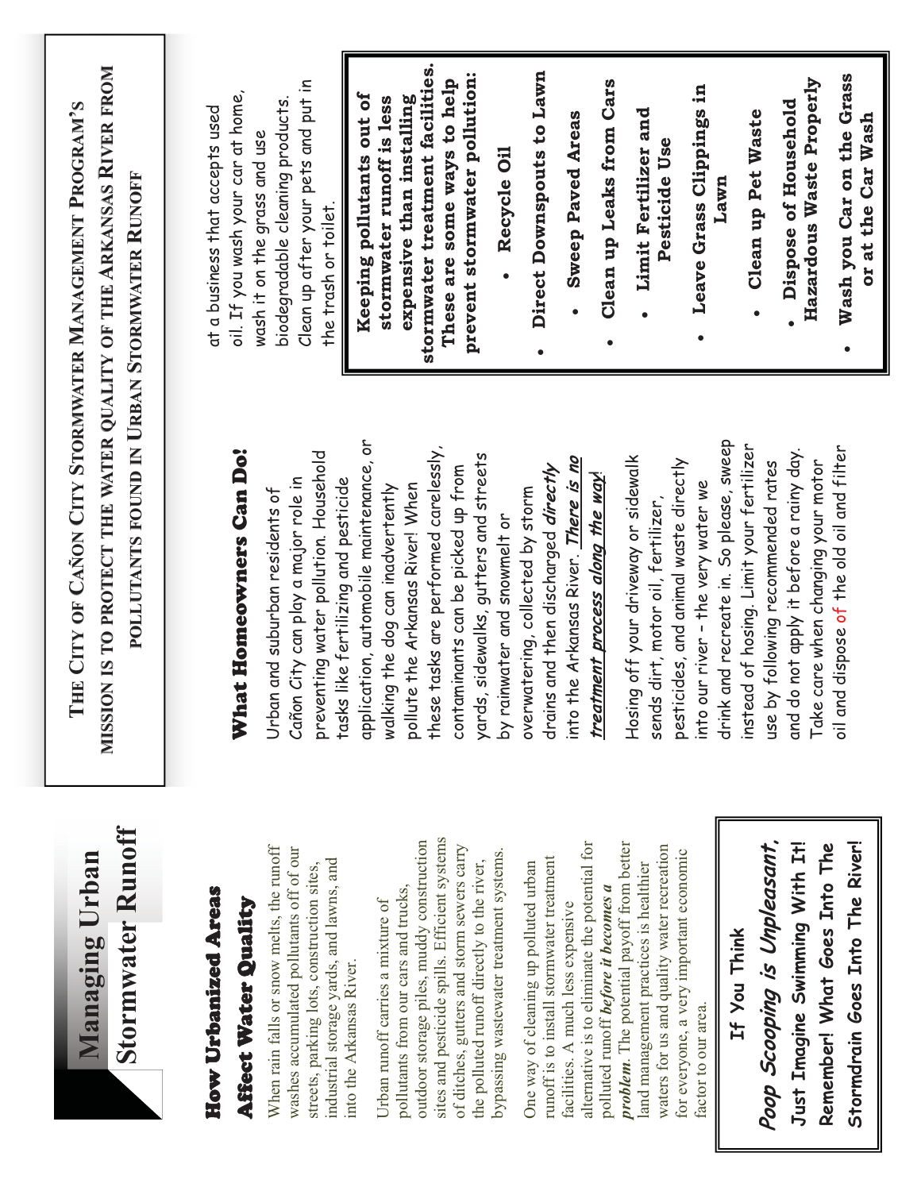# Managing Urban Stormwater Runoff

## How Urbanized Areas Affect Water Quality

When rain falls or snow melts, the runoff washes accumulated pollutants off of our streets, parking lots, construction sites, industrial storage yards, and lawns, and into the Arkansas River.

Urban runoff carries a mixture of pollutants from our cars and trucks, outdoor storage piles, muddy construction sites and pesticide spills. Efficient systems of ditches, gutters and storm sewers carry the polluted runoff directly to the river, bypassing wastewater treatment systems.

One way of cleaning up polluted urban runoff is to install stormwater treatment facilities. A much less expensive alternative is to eliminate the potential for polluted runoff ***before it becomes a problem***. The potential payoff from better land management practices is healthier waters for us and quality water recreation for everyone, a very important economic factor to our area.

If You Think

***Poop Scooping is Unpleasant,***

**Just Imagine Swimming With It!**

**Remember! What Goes Into The Stormdrain Goes Into The River!**

**THE CITY OF CAÑON CITY STORMWATER MANAGEMENT PROGRAM'S MISSION IS TO PROTECT THE WATER QUALITY OF THE ARKANSAS RIVER FROM POLLUTANTS FOUND IN URBAN STORMWATER RUNOFF**

## What Homeowners Can Do!

Urban and suburban residents of Cañon City can play a major role in preventing water pollution. Household tasks like fertilizing and pesticide application, automobile maintenance, or walking the dog can inadvertently pollute the Arkansas River! When these tasks are performed carelessly, contaminants can be picked up from yards, sidewalks, gutters and streets by rainwater and snowmelt or overwatering, collected by storm drains and then discharged *directly* into the Arkansas River. ***There is no treatment process along the way!***

Hosing off your driveway or sidewalk sends dirt, motor oil, fertilizer, pesticides, and animal waste directly into our river - the very water we drink and recreate in. So please, sweep instead of hosing. Limit your fertilizer use by following recommended rates and do not apply it before a rainy day. Take care when changing your motor oil and dispose of the old oil and filter at a business that accepts used oil. If you wash your car at home, wash it on the grass and use biodegradable cleaning products. Clean up after your pets and put in the trash or toilet.

**Keeping pollutants out of stormwater runoff is less expensive than installing stormwater treatment facilities. These are some ways to help prevent stormwater pollution:**

- **Recycle Oil**
- **Direct Downspouts to Lawn**
- **Sweep Paved Areas**
- **Clean up Leaks from Cars**
- **Limit Fertilizer and Pesticide Use**
- **Leave Grass Clippings in Lawn**
- **Clean up Pet Waste**
- **Dispose of Household Hazardous Waste Properly**
- **Wash you Car on the Grass or at the Car Wash**